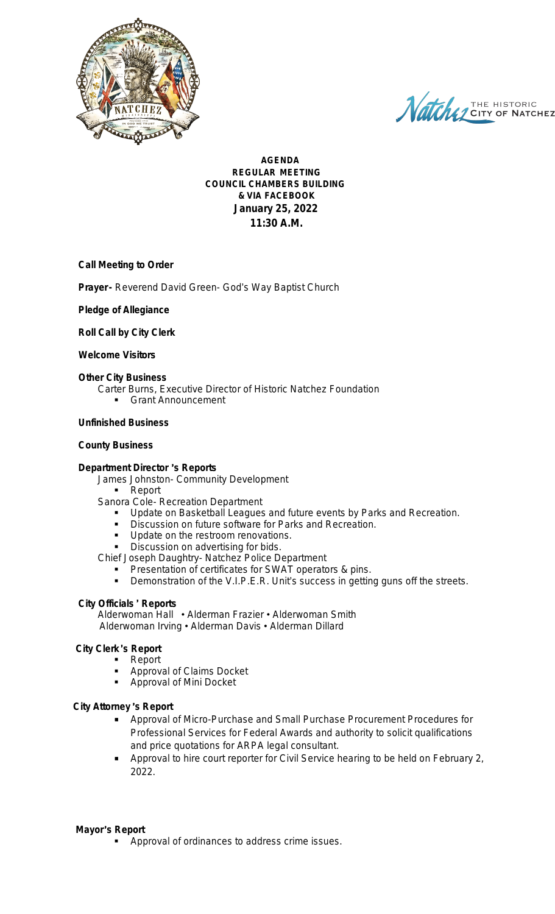**AGENDA**
**REGULAR MEETING**
**COUNCIL CHAMBERS BUILDING**
**& VIA FACEBOOK**
**January 25, 2022**
**11:30 A.M.**

**Call Meeting to Order**

**Prayer-** Reverend David Green- God's Way Baptist Church

**Pledge of Allegiance**

**Roll Call by City Clerk**

**Welcome Visitors**

**Other City Business**

Carter Burns, Executive Director of Historic Natchez Foundation

- Grant Announcement

**Unfinished Business**

**County Business**

**Department Director 's Reports**

James Johnston- Community Development

- Report

Sanora Cole- Recreation Department

- Update on Basketball Leagues and future events by Parks and Recreation.
- Discussion on future software for Parks and Recreation.
- Update on the restroom renovations.
- Discussion on advertising for bids.

Chief Joseph Daughtry- Natchez Police Department

- Presentation of certificates for SWAT operators & pins.
- Demonstration of the V.I.P.E.R. Unit's success in getting guns off the streets.

**City Officials ' Reports**

Alderwoman Hall • Alderman Frazier • Alderwoman Smith
Alderwoman Irving • Alderman Davis • Alderman Dillard

**City Clerk's Report**

- Report
- Approval of Claims Docket
- Approval of Mini Docket

**City Attorney 's Report**

- Approval of Micro-Purchase and Small Purchase Procurement Procedures for Professional Services for Federal Awards and authority to solicit qualifications and price quotations for ARPA legal consultant.
- Approval to hire court reporter for Civil Service hearing to be held on February 2, 2022.

**Mayor's Report**

- Approval of ordinances to address crime issues.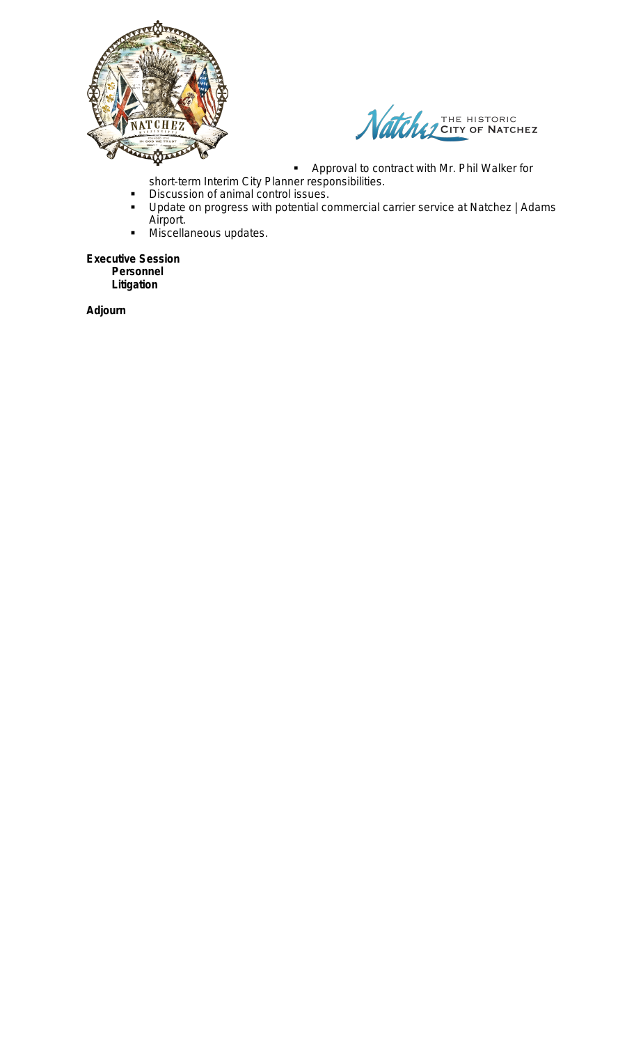- Approval to contract with Mr. Phil Walker for short-term Interim City Planner responsibilities.
- Discussion of animal control issues.
- Update on progress with potential commercial carrier service at Natchez | Adams Airport.
- Miscellaneous updates.

**Executive Session**

**Personnel**

**Litigation**

**Adjourn**